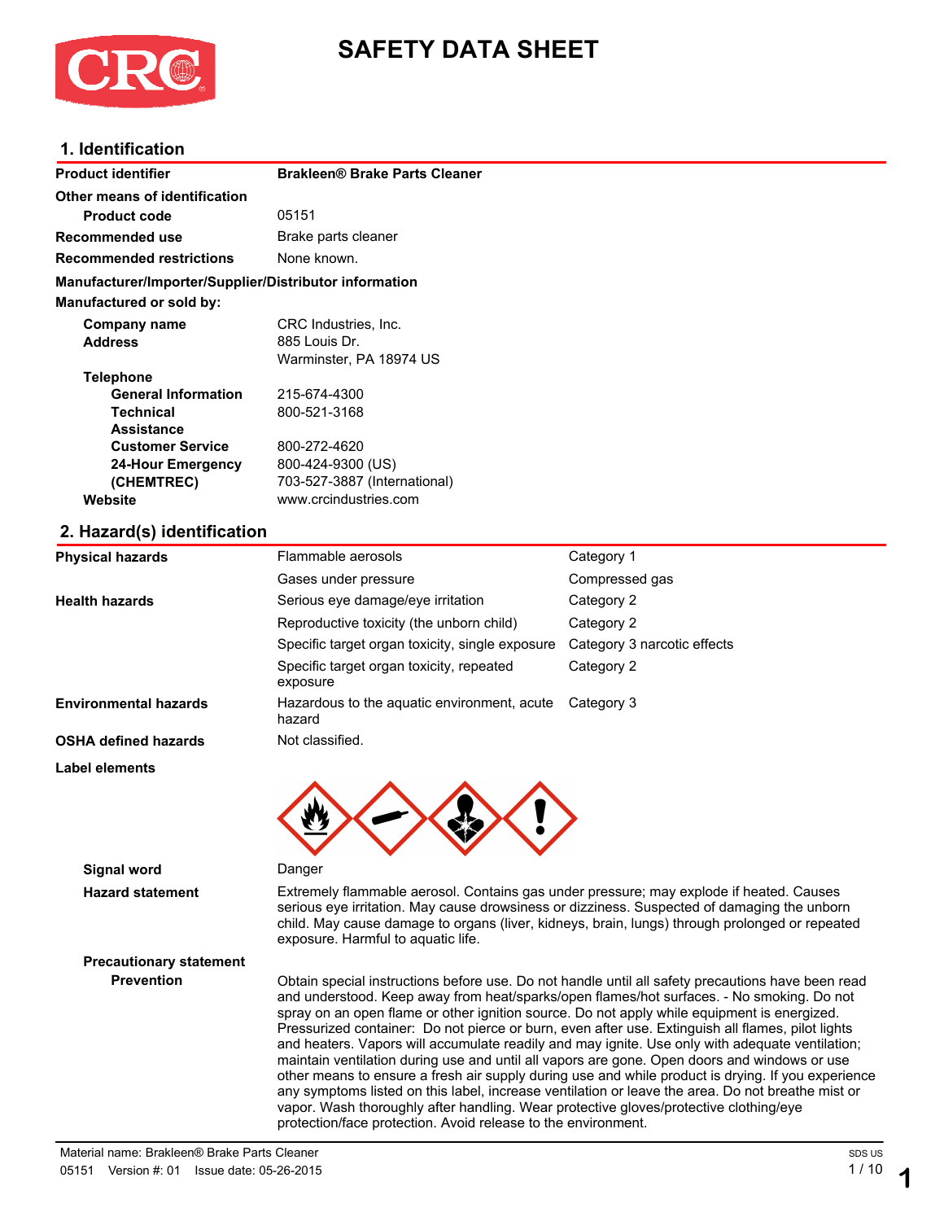# SAFETY DATA SHEET

## 1. Identification

| | |
|---|---|
| **Product identifier** | **Brakleen® Brake Parts Cleaner** |
| **Other means of identification** | |
| **Product code** | 05151 |
| **Recommended use** | Brake parts cleaner |
| **Recommended restrictions** | None known. |

**Manufacturer/Importer/Supplier/Distributor information**

**Manufactured or sold by:**

| | |
|---|---|
| **Company name** | CRC Industries, Inc. |
| **Address** | 885 Louis Dr.<br>Warminster, PA 18974 US |
| **Telephone** | |
| **General Information** | 215-674-4300 |
| **Technical Assistance** | 800-521-3168 |
| **Customer Service** | 800-272-4620 |
| **24-Hour Emergency (CHEMTREC)** | 800-424-9300 (US)<br>703-527-3887 (International) |
| **Website** | www.crcindustries.com |

## 2. Hazard(s) identification

| | | |
|---|---|---|
| **Physical hazards** | Flammable aerosols | Category 1 |
| | Gases under pressure | Compressed gas |
| **Health hazards** | Serious eye damage/eye irritation | Category 2 |
| | Reproductive toxicity (the unborn child) | Category 2 |
| | Specific target organ toxicity, single exposure | Category 3 narcotic effects |
| | Specific target organ toxicity, repeated exposure | Category 2 |
| **Environmental hazards** | Hazardous to the aquatic environment, acute hazard | Category 3 |
| **OSHA defined hazards** | Not classified. | |

**Label elements**

**Signal word** Danger

**Hazard statement** Extremely flammable aerosol. Contains gas under pressure; may explode if heated. Causes serious eye irritation. May cause drowsiness or dizziness. Suspected of damaging the unborn child. May cause damage to organs (liver, kidneys, brain, lungs) through prolonged or repeated exposure. Harmful to aquatic life.

**Precautionary statement**

**Prevention** Obtain special instructions before use. Do not handle until all safety precautions have been read and understood. Keep away from heat/sparks/open flames/hot surfaces. - No smoking. Do not spray on an open flame or other ignition source. Do not apply while equipment is energized. Pressurized container: Do not pierce or burn, even after use. Extinguish all flames, pilot lights and heaters. Vapors will accumulate readily and may ignite. Use only with adequate ventilation; maintain ventilation during use and until all vapors are gone. Open doors and windows or use other means to ensure a fresh air supply during use and while product is drying. If you experience any symptoms listed on this label, increase ventilation or leave the area. Do not breathe mist or vapor. Wash thoroughly after handling. Wear protective gloves/protective clothing/eye protection/face protection. Avoid release to the environment.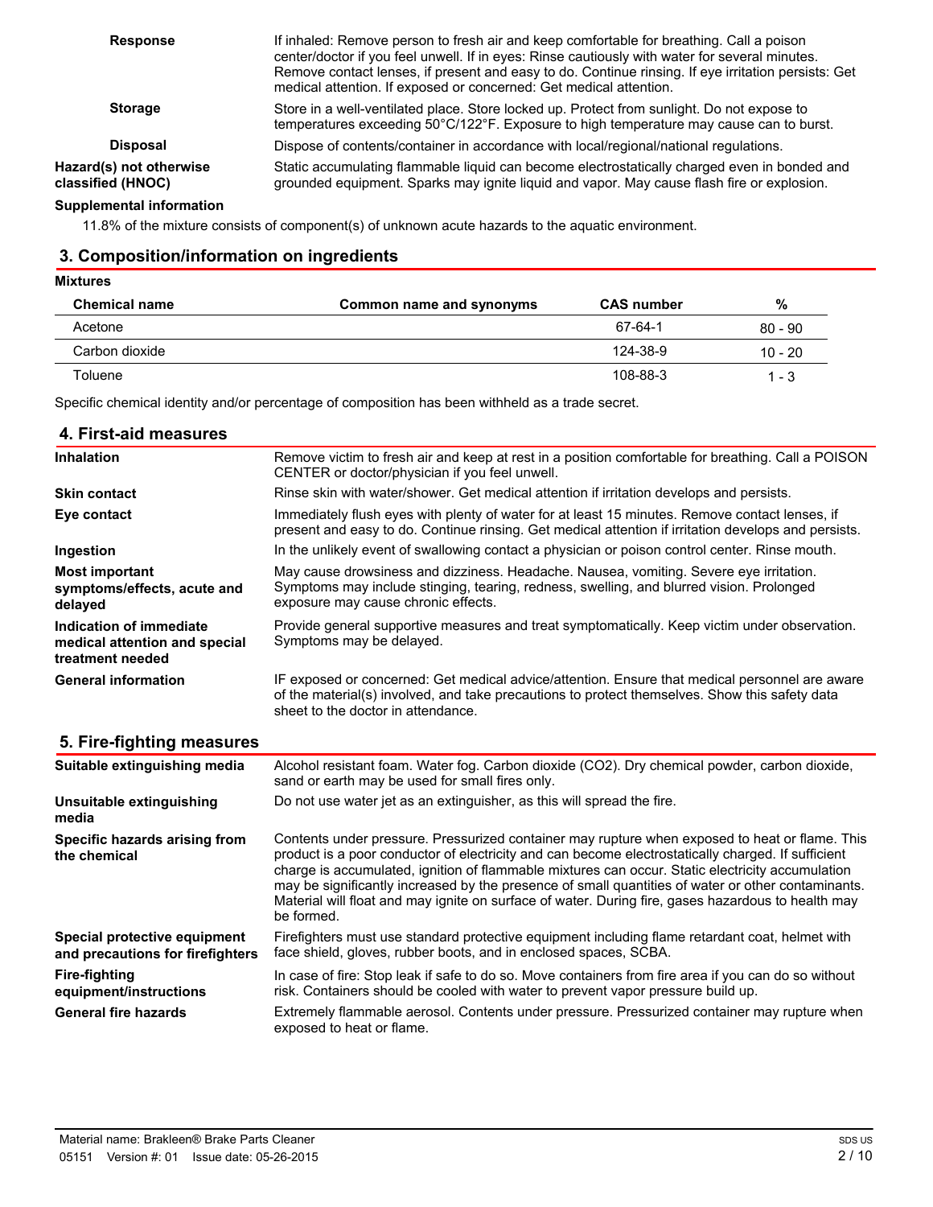| | |
|---|---|
| **Response** | If inhaled: Remove person to fresh air and keep comfortable for breathing. Call a poison center/doctor if you feel unwell. If in eyes: Rinse cautiously with water for several minutes. Remove contact lenses, if present and easy to do. Continue rinsing. If eye irritation persists: Get medical attention. If exposed or concerned: Get medical attention. |
| **Storage** | Store in a well-ventilated place. Store locked up. Protect from sunlight. Do not expose to temperatures exceeding 50°C/122°F. Exposure to high temperature may cause can to burst. |
| **Disposal** | Dispose of contents/container in accordance with local/regional/national regulations. |
| **Hazard(s) not otherwise classified (HNOC)** | Static accumulating flammable liquid can become electrostatically charged even in bonded and grounded equipment. Sparks may ignite liquid and vapor. May cause flash fire or explosion. |

**Supplemental information**

11.8% of the mixture consists of component(s) of unknown acute hazards to the aquatic environment.

## 3. Composition/information on ingredients

**Mixtures**

| Chemical name | Common name and synonyms | CAS number | % |
|---|---|---|---|
| Acetone | | 67-64-1 | 80 - 90 |
| Carbon dioxide | | 124-38-9 | 10 - 20 |
| Toluene | | 108-88-3 | 1 - 3 |

Specific chemical identity and/or percentage of composition has been withheld as a trade secret.

## 4. First-aid measures

| | |
|---|---|
| **Inhalation** | Remove victim to fresh air and keep at rest in a position comfortable for breathing. Call a POISON CENTER or doctor/physician if you feel unwell. |
| **Skin contact** | Rinse skin with water/shower. Get medical attention if irritation develops and persists. |
| **Eye contact** | Immediately flush eyes with plenty of water for at least 15 minutes. Remove contact lenses, if present and easy to do. Continue rinsing. Get medical attention if irritation develops and persists. |
| **Ingestion** | In the unlikely event of swallowing contact a physician or poison control center. Rinse mouth. |
| **Most important symptoms/effects, acute and delayed** | May cause drowsiness and dizziness. Headache. Nausea, vomiting. Severe eye irritation. Symptoms may include stinging, tearing, redness, swelling, and blurred vision. Prolonged exposure may cause chronic effects. |
| **Indication of immediate medical attention and special treatment needed** | Provide general supportive measures and treat symptomatically. Keep victim under observation. Symptoms may be delayed. |
| **General information** | IF exposed or concerned: Get medical advice/attention. Ensure that medical personnel are aware of the material(s) involved, and take precautions to protect themselves. Show this safety data sheet to the doctor in attendance. |

## 5. Fire-fighting measures

| | |
|---|---|
| **Suitable extinguishing media** | Alcohol resistant foam. Water fog. Carbon dioxide ($CO_2$). Dry chemical powder, carbon dioxide, sand or earth may be used for small fires only. |
| **Unsuitable extinguishing media** | Do not use water jet as an extinguisher, as this will spread the fire. |
| **Specific hazards arising from the chemical** | Contents under pressure. Pressurized container may rupture when exposed to heat or flame. This product is a poor conductor of electricity and can become electrostatically charged. If sufficient charge is accumulated, ignition of flammable mixtures can occur. Static electricity accumulation may be significantly increased by the presence of small quantities of water or other contaminants. Material will float and may ignite on surface of water. During fire, gases hazardous to health may be formed. |
| **Special protective equipment and precautions for firefighters** | Firefighters must use standard protective equipment including flame retardant coat, helmet with face shield, gloves, rubber boots, and in enclosed spaces, SCBA. |
| **Fire-fighting equipment/instructions** | In case of fire: Stop leak if safe to do so. Move containers from fire area if you can do so without risk. Containers should be cooled with water to prevent vapor pressure build up. |
| **General fire hazards** | Extremely flammable aerosol. Contents under pressure. Pressurized container may rupture when exposed to heat or flame. |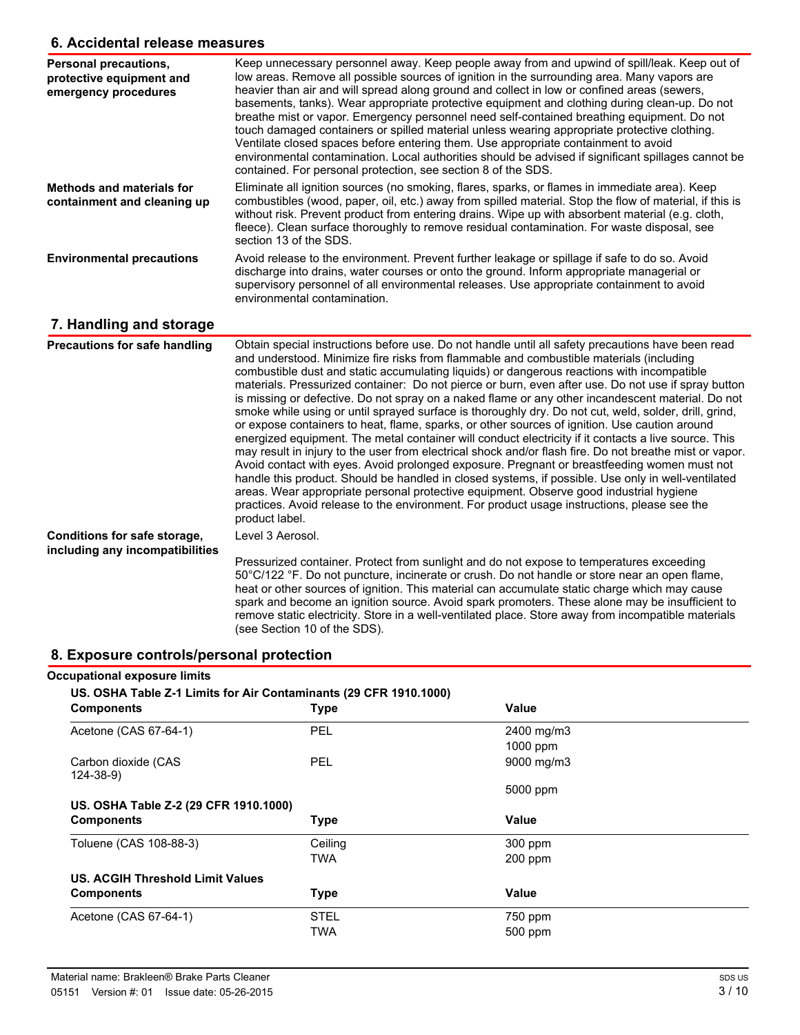## 6. Accidental release measures

| | |
|---|---|
| **Personal precautions, protective equipment and emergency procedures** | Keep unnecessary personnel away. Keep people away from and upwind of spill/leak. Keep out of low areas. Remove all possible sources of ignition in the surrounding area. Many vapors are heavier than air and will spread along ground and collect in low or confined areas (sewers, basements, tanks). Wear appropriate protective equipment and clothing during clean-up. Do not breathe mist or vapor. Emergency personnel need self-contained breathing equipment. Do not touch damaged containers or spilled material unless wearing appropriate protective clothing. Ventilate closed spaces before entering them. Use appropriate containment to avoid environmental contamination. Local authorities should be advised if significant spillages cannot be contained. For personal protection, see section 8 of the SDS. |
| **Methods and materials for containment and cleaning up** | Eliminate all ignition sources (no smoking, flares, sparks, or flames in immediate area). Keep combustibles (wood, paper, oil, etc.) away from spilled material. Stop the flow of material, if this is without risk. Prevent product from entering drains. Wipe up with absorbent material (e.g. cloth, fleece). Clean surface thoroughly to remove residual contamination. For waste disposal, see section 13 of the SDS. |
| **Environmental precautions** | Avoid release to the environment. Prevent further leakage or spillage if safe to do so. Avoid discharge into drains, water courses or onto the ground. Inform appropriate managerial or supervisory personnel of all environmental releases. Use appropriate containment to avoid environmental contamination. |

## 7. Handling and storage

| | |
|---|---|
| **Precautions for safe handling** | Obtain special instructions before use. Do not handle until all safety precautions have been read and understood. Minimize fire risks from flammable and combustible materials (including combustible dust and static accumulating liquids) or dangerous reactions with incompatible materials. Pressurized container: Do not pierce or burn, even after use. Do not use if spray button is missing or defective. Do not spray on a naked flame or any other incandescent material. Do not smoke while using or until sprayed surface is thoroughly dry. Do not cut, weld, solder, drill, grind, or expose containers to heat, flame, sparks, or other sources of ignition. Use caution around energized equipment. The metal container will conduct electricity if it contacts a live source. This may result in injury to the user from electrical shock and/or flash fire. Do not breathe mist or vapor. Avoid contact with eyes. Avoid prolonged exposure. Pregnant or breastfeeding women must not handle this product. Should be handled in closed systems, if possible. Use only in well-ventilated areas. Wear appropriate personal protective equipment. Observe good industrial hygiene practices. Avoid release to the environment. For product usage instructions, please see the product label. |
| **Conditions for safe storage, including any incompatibilities** | Level 3 Aerosol.<br><br>Pressurized container. Protect from sunlight and do not expose to temperatures exceeding 50°C/122 °F. Do not puncture, incinerate or crush. Do not handle or store near an open flame, heat or other sources of ignition. This material can accumulate static charge which may cause spark and become an ignition source. Avoid spark promoters. These alone may be insufficient to remove static electricity. Store in a well-ventilated place. Store away from incompatible materials (see Section 10 of the SDS). |

## 8. Exposure controls/personal protection

**Occupational exposure limits**

**US. OSHA Table Z-1 Limits for Air Contaminants (29 CFR 1910.1000)**

| Components | Type | Value |
|---|---|---|
| Acetone (CAS 67-64-1) | PEL | 2400 mg/m3 |
| | | 1000 ppm |
| Carbon dioxide (CAS 124-38-9) | PEL | 9000 mg/m3 |
| | | 5000 ppm |

**US. OSHA Table Z-2 (29 CFR 1910.1000)**

| Components | Type | Value |
|---|---|---|
| Toluene (CAS 108-88-3) | Ceiling | 300 ppm |
| | TWA | 200 ppm |

**US. ACGIH Threshold Limit Values**

| Components | Type | Value |
|---|---|---|
| Acetone (CAS 67-64-1) | STEL | 750 ppm |
| | TWA | 500 ppm |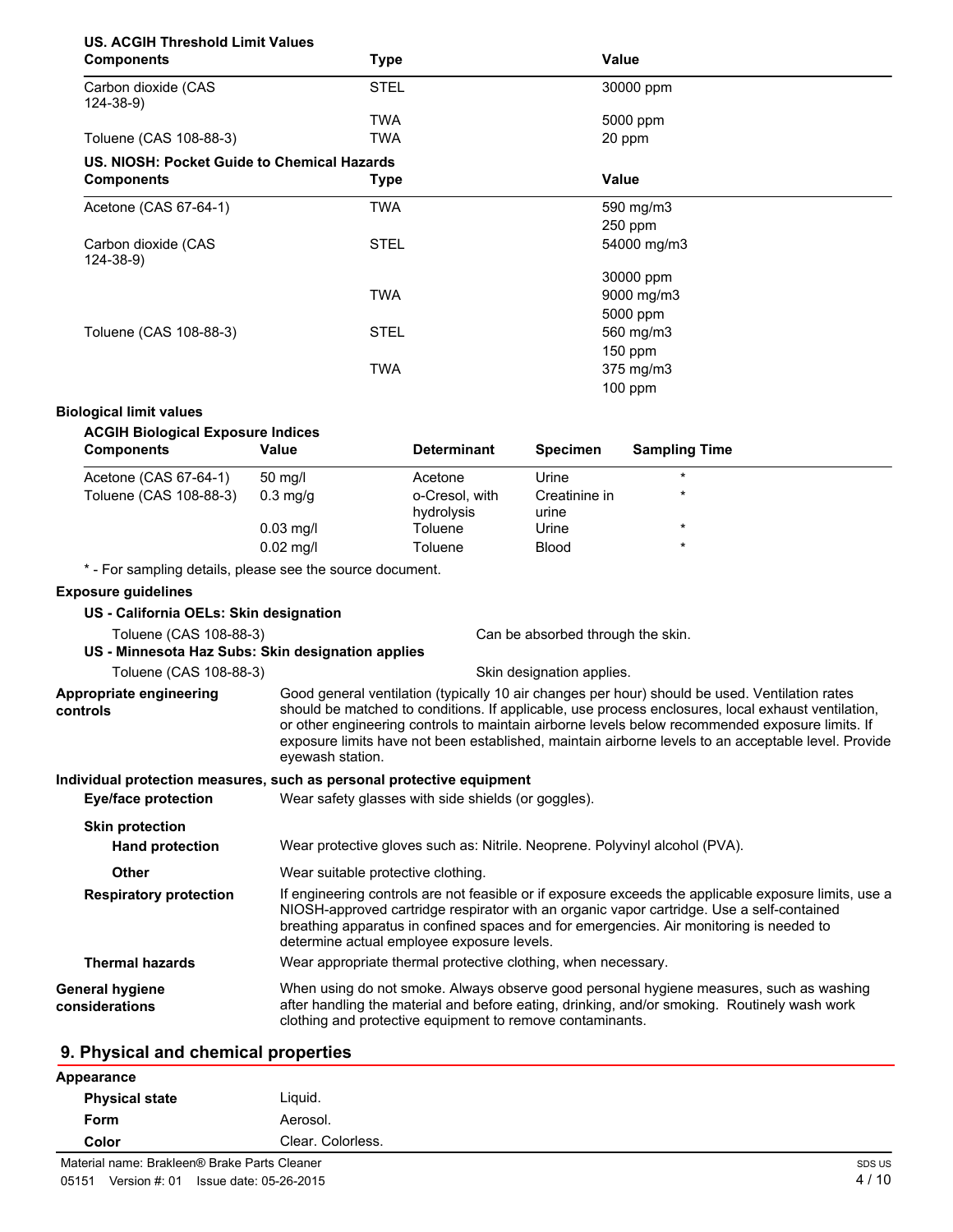**US. ACGIH Threshold Limit Values**

| Components | Type | Value |
|---|---|---|
| Carbon dioxide (CAS 124-38-9) | STEL | 30000 ppm |
| | TWA | 5000 ppm |
| Toluene (CAS 108-88-3) | TWA | 20 ppm |

**US. NIOSH: Pocket Guide to Chemical Hazards**

| Components | Type | Value |
|---|---|---|
| Acetone (CAS 67-64-1) | TWA | 590 mg/m3 |
| | | 250 ppm |
| Carbon dioxide (CAS 124-38-9) | STEL | 54000 mg/m3 |
| | | 30000 ppm |
| | TWA | 9000 mg/m3 |
| | | 5000 ppm |
| Toluene (CAS 108-88-3) | STEL | 560 mg/m3 |
| | | 150 ppm |
| | TWA | 375 mg/m3 |
| | | 100 ppm |

**Biological limit values**

**ACGIH Biological Exposure Indices**

| Components | Value | Determinant | Specimen | Sampling Time |
|---|---|---|---|---|
| Acetone (CAS 67-64-1) | 50 mg/l | Acetone | Urine | * |
| Toluene (CAS 108-88-3) | 0.3 mg/g | o-Cresol, with hydrolysis | Creatinine in urine | * |
| | 0.03 mg/l | Toluene | Urine | * |
| | 0.02 mg/l | Toluene | Blood | * |

* - For sampling details, please see the source document.

**Exposure guidelines**

**US - California OELs: Skin designation**

Toluene (CAS 108-88-3) Can be absorbed through the skin.

**US - Minnesota Haz Subs: Skin designation applies**

Toluene (CAS 108-88-3) Skin designation applies.

**Appropriate engineering controls** Good general ventilation (typically 10 air changes per hour) should be used. Ventilation rates should be matched to conditions. If applicable, use process enclosures, local exhaust ventilation, or other engineering controls to maintain airborne levels below recommended exposure limits. If exposure limits have not been established, maintain airborne levels to an acceptable level. Provide eyewash station.

**Individual protection measures, such as personal protective equipment**

**Eye/face protection** Wear safety glasses with side shields (or goggles).

**Skin protection**

**Hand protection** Wear protective gloves such as: Nitrile. Neoprene. Polyvinyl alcohol (PVA).

**Other** Wear suitable protective clothing.

**Respiratory protection** If engineering controls are not feasible or if exposure exceeds the applicable exposure limits, use a NIOSH-approved cartridge respirator with an organic vapor cartridge. Use a self-contained breathing apparatus in confined spaces and for emergencies. Air monitoring is needed to determine actual employee exposure levels.

**Thermal hazards** Wear appropriate thermal protective clothing, when necessary.

**General hygiene considerations** When using do not smoke. Always observe good personal hygiene measures, such as washing after handling the material and before eating, drinking, and/or smoking. Routinely wash work clothing and protective equipment to remove contaminants.

## 9. Physical and chemical properties

**Appearance**

**Physical state** Liquid.

**Form** Aerosol.

**Color** Clear. Colorless.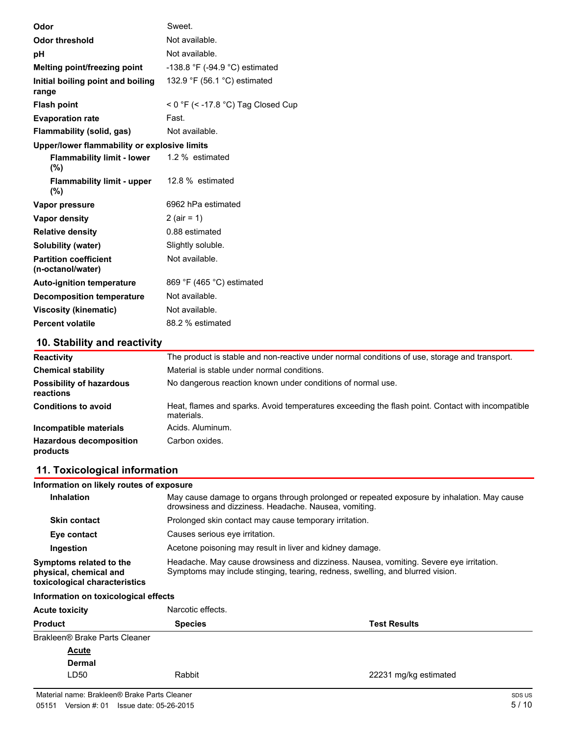| | |
|---|---|
| **Odor** | Sweet. |
| **Odor threshold** | Not available. |
| **pH** | Not available. |
| **Melting point/freezing point** | -138.8 °F (-94.9 °C) estimated |
| **Initial boiling point and boiling range** | 132.9 °F (56.1 °C) estimated |
| **Flash point** | < 0 °F (< -17.8 °C) Tag Closed Cup |
| **Evaporation rate** | Fast. |
| **Flammability (solid, gas)** | Not available. |

**Upper/lower flammability or explosive limits**

| | |
|---|---|
| **Flammability limit - lower (%)** | 1.2 % estimated |
| **Flammability limit - upper (%)** | 12.8 % estimated |
| **Vapor pressure** | 6962 hPa estimated |
| **Vapor density** | 2 (air = 1) |
| **Relative density** | 0.88 estimated |
| **Solubility (water)** | Slightly soluble. |
| **Partition coefficient (n-octanol/water)** | Not available. |
| **Auto-ignition temperature** | 869 °F (465 °C) estimated |
| **Decomposition temperature** | Not available. |
| **Viscosity (kinematic)** | Not available. |
| **Percent volatile** | 88.2 % estimated |

## 10. Stability and reactivity

| | |
|---|---|
| **Reactivity** | The product is stable and non-reactive under normal conditions of use, storage and transport. |
| **Chemical stability** | Material is stable under normal conditions. |
| **Possibility of hazardous reactions** | No dangerous reaction known under conditions of normal use. |
| **Conditions to avoid** | Heat, flames and sparks. Avoid temperatures exceeding the flash point. Contact with incompatible materials. |
| **Incompatible materials** | Acids. Aluminum. |
| **Hazardous decomposition products** | Carbon oxides. |

## 11. Toxicological information

**Information on likely routes of exposure**

| | |
|---|---|
| **Inhalation** | May cause damage to organs through prolonged or repeated exposure by inhalation. May cause drowsiness and dizziness. Headache. Nausea, vomiting. |
| **Skin contact** | Prolonged skin contact may cause temporary irritation. |
| **Eye contact** | Causes serious eye irritation. |
| **Ingestion** | Acetone poisoning may result in liver and kidney damage. |
| **Symptoms related to the physical, chemical and toxicological characteristics** | Headache. May cause drowsiness and dizziness. Nausea, vomiting. Severe eye irritation. Symptoms may include stinging, tearing, redness, swelling, and blurred vision. |

**Information on toxicological effects**

**Acute toxicity** Narcotic effects.

| Product | Species | Test Results |
|---|---|---|
| Brakleen® Brake Parts Cleaner | | |
| **Acute** | | |
| **Dermal** | | |
| LD50 | Rabbit | 22231 mg/kg estimated |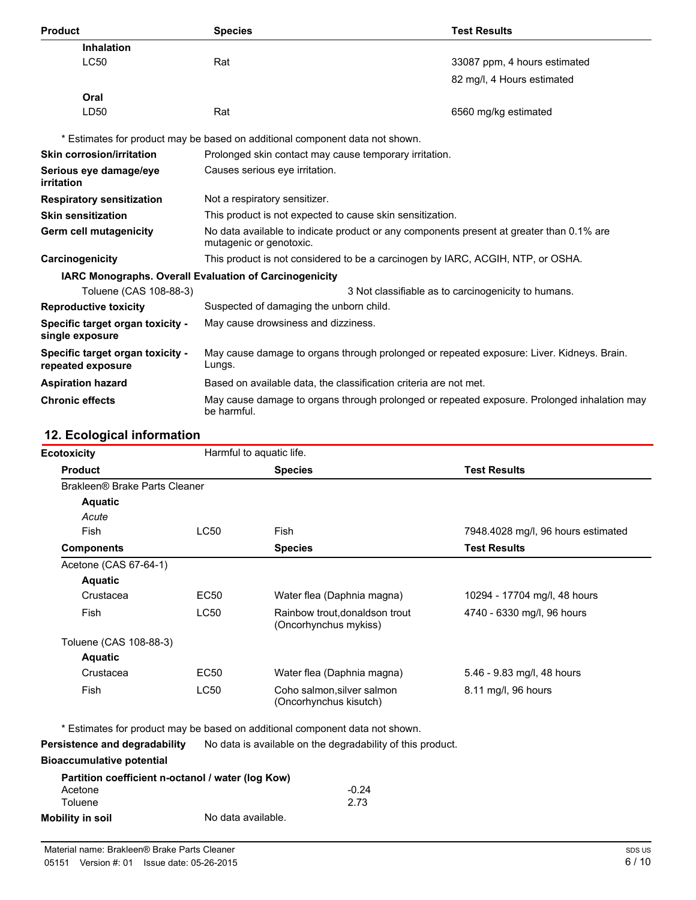| Product | Species | Test Results |
|---|---|---|
| **Inhalation** | | |
| LC50 | Rat | 33087 ppm, 4 hours estimated |
| | | 82 mg/l, 4 Hours estimated |
| **Oral** | | |
| LD50 | Rat | 6560 mg/kg estimated |

\* Estimates for product may be based on additional component data not shown.

**Skin corrosion/irritation** Prolonged skin contact may cause temporary irritation.

**Serious eye damage/eye irritation** Causes serious eye irritation.

**Respiratory sensitization** Not a respiratory sensitizer.

**Skin sensitization** This product is not expected to cause skin sensitization.

**Germ cell mutagenicity** No data available to indicate product or any components present at greater than 0.1% are mutagenic or genotoxic.

**Carcinogenicity** This product is not considered to be a carcinogen by IARC, ACGIH, NTP, or OSHA.

**IARC Monographs. Overall Evaluation of Carcinogenicity**

| | |
|---|---|
| Toluene (CAS 108-88-3) | 3 Not classifiable as to carcinogenicity to humans. |

**Reproductive toxicity** Suspected of damaging the unborn child.

**Specific target organ toxicity - single exposure** May cause drowsiness and dizziness.

**Specific target organ toxicity - repeated exposure** May cause damage to organs through prolonged or repeated exposure: Liver. Kidneys. Brain. Lungs.

**Aspiration hazard** Based on available data, the classification criteria are not met.

**Chronic effects** May cause damage to organs through prolonged or repeated exposure. Prolonged inhalation may be harmful.

## 12. Ecological information

**Ecotoxicity** Harmful to aquatic life.

| Product | | Species | Test Results |
|---|---|---|---|
| Brakleen® Brake Parts Cleaner | | | |
| **Aquatic** | | | |
| *Acute* | | | |
| Fish | LC50 | Fish | 7948.4028 mg/l, 96 hours estimated |
| **Components** | | **Species** | **Test Results** |
| Acetone (CAS 67-64-1) | | | |
| **Aquatic** | | | |
| Crustacea | EC50 | Water flea (Daphnia magna) | 10294 - 17704 mg/l, 48 hours |
| Fish | LC50 | Rainbow trout,donaldson trout (Oncorhynchus mykiss) | 4740 - 6330 mg/l, 96 hours |
| Toluene (CAS 108-88-3) | | | |
| **Aquatic** | | | |
| Crustacea | EC50 | Water flea (Daphnia magna) | 5.46 - 9.83 mg/l, 48 hours |
| Fish | LC50 | Coho salmon,silver salmon (Oncorhynchus kisutch) | 8.11 mg/l, 96 hours |

\* Estimates for product may be based on additional component data not shown.

**Persistence and degradability** No data is available on the degradability of this product.

**Bioaccumulative potential**

**Partition coefficient n-octanol / water (log Kow)**

| | |
|---|---|
| Acetone | -0.24 |
| Toluene | 2.73 |

**Mobility in soil** No data available.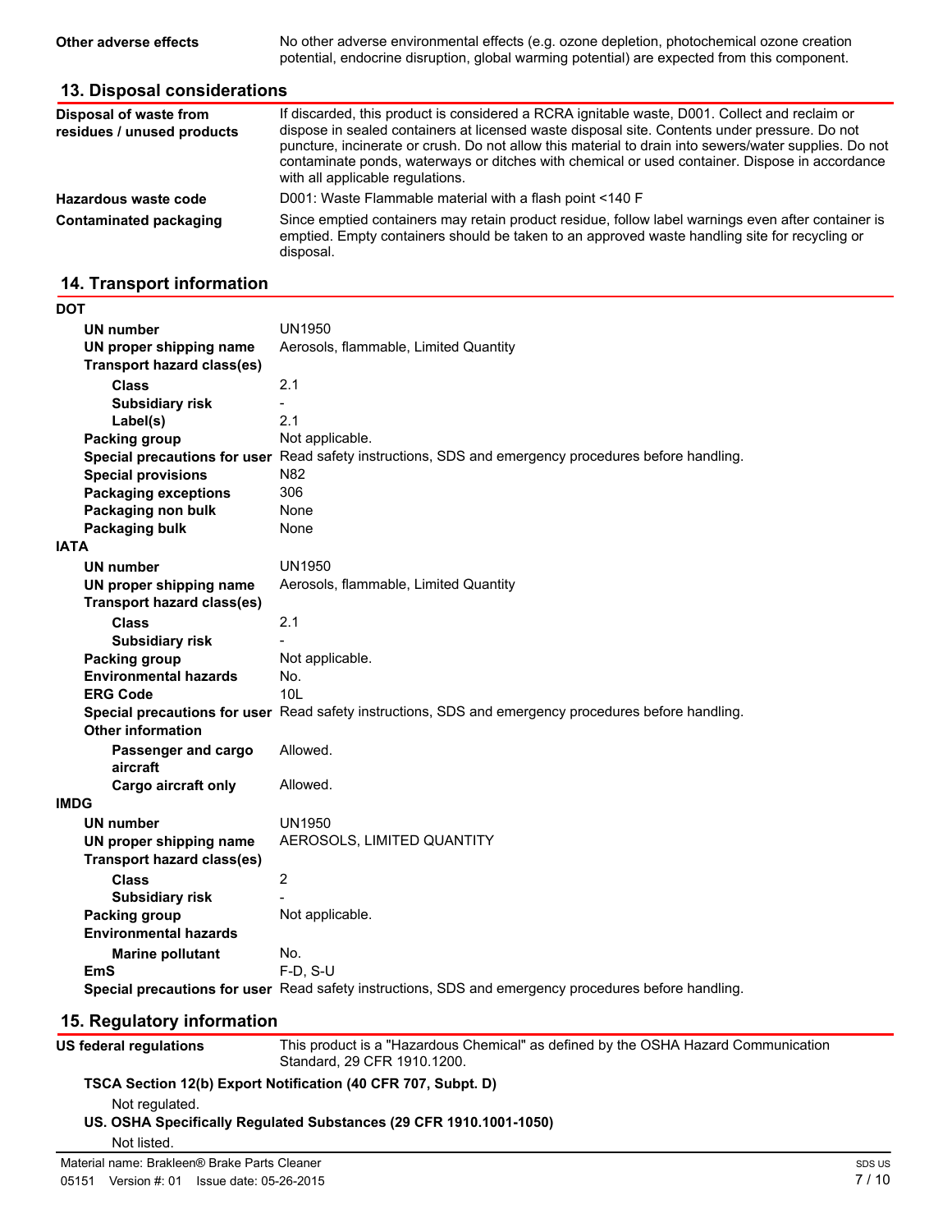| | |
|---|---|
| **Other adverse effects** | No other adverse environmental effects (e.g. ozone depletion, photochemical ozone creation potential, endocrine disruption, global warming potential) are expected from this component. |

## 13. Disposal considerations

| | |
|---|---|
| **Disposal of waste from residues / unused products** | If discarded, this product is considered a RCRA ignitable waste, D001. Collect and reclaim or dispose in sealed containers at licensed waste disposal site. Contents under pressure. Do not puncture, incinerate or crush. Do not allow this material to drain into sewers/water supplies. Do not contaminate ponds, waterways or ditches with chemical or used container. Dispose in accordance with all applicable regulations. |
| **Hazardous waste code** | D001: Waste Flammable material with a flash point <140 F |
| **Contaminated packaging** | Since emptied containers may retain product residue, follow label warnings even after container is emptied. Empty containers should be taken to an approved waste handling site for recycling or disposal. |

## 14. Transport information

**DOT**

| | |
|---|---|
| **UN number** | UN1950 |
| **UN proper shipping name** | Aerosols, flammable, Limited Quantity |
| **Transport hazard class(es)** | |
| **Class** | 2.1 |
| **Subsidiary risk** | - |
| **Label(s)** | 2.1 |
| **Packing group** | Not applicable. |
| **Special precautions for user** | Read safety instructions, SDS and emergency procedures before handling. |
| **Special provisions** | N82 |
| **Packaging exceptions** | 306 |
| **Packaging non bulk** | None |
| **Packaging bulk** | None |

**IATA**

| | |
|---|---|
| **UN number** | UN1950 |
| **UN proper shipping name** | Aerosols, flammable, Limited Quantity |
| **Transport hazard class(es)** | |
| **Class** | 2.1 |
| **Subsidiary risk** | - |
| **Packing group** | Not applicable. |
| **Environmental hazards** | No. |
| **ERG Code** | 10L |
| **Special precautions for user** | Read safety instructions, SDS and emergency procedures before handling. |
| **Other information** | |
| **Passenger and cargo aircraft** | Allowed. |
| **Cargo aircraft only** | Allowed. |

**IMDG**

| | |
|---|---|
| **UN number** | UN1950 |
| **UN proper shipping name** | AEROSOLS, LIMITED QUANTITY |
| **Transport hazard class(es)** | |
| **Class** | 2 |
| **Subsidiary risk** | - |
| **Packing group** | Not applicable. |
| **Environmental hazards** | |
| **Marine pollutant** | No. |
| **EmS** | F-D, S-U |
| **Special precautions for user** | Read safety instructions, SDS and emergency procedures before handling. |

## 15. Regulatory information

| | |
|---|---|
| **US federal regulations** | This product is a "Hazardous Chemical" as defined by the OSHA Hazard Communication Standard, 29 CFR 1910.1200. |

**TSCA Section 12(b) Export Notification (40 CFR 707, Subpt. D)**

Not regulated.

**US. OSHA Specifically Regulated Substances (29 CFR 1910.1001-1050)**

Not listed.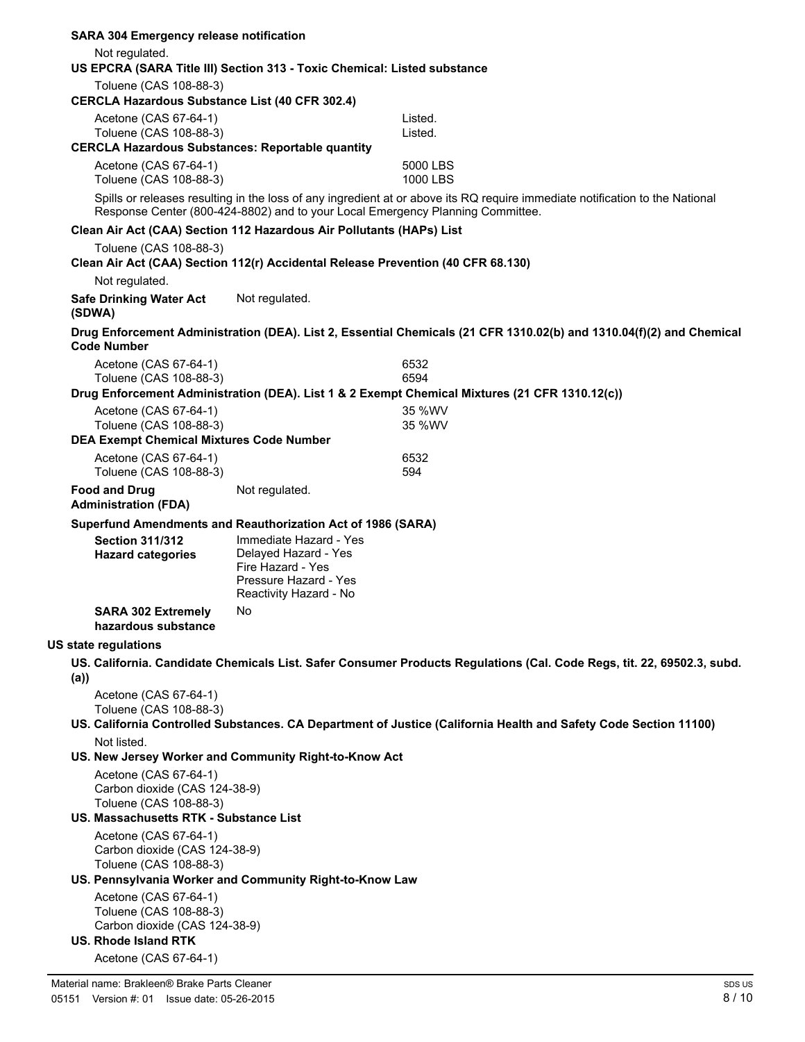**SARA 304 Emergency release notification**

Not regulated.

**US EPCRA (SARA Title III) Section 313 - Toxic Chemical: Listed substance**

Toluene (CAS 108-88-3)

**CERCLA Hazardous Substance List (40 CFR 302.4)**

| | |
|---|---|
| Acetone (CAS 67-64-1) | Listed. |
| Toluene (CAS 108-88-3) | Listed. |

**CERCLA Hazardous Substances: Reportable quantity**

| | |
|---|---|
| Acetone (CAS 67-64-1) | 5000 LBS |
| Toluene (CAS 108-88-3) | 1000 LBS |

Spills or releases resulting in the loss of any ingredient at or above its RQ require immediate notification to the National Response Center (800-424-8802) and to your Local Emergency Planning Committee.

**Clean Air Act (CAA) Section 112 Hazardous Air Pollutants (HAPs) List**

Toluene (CAS 108-88-3)

**Clean Air Act (CAA) Section 112(r) Accidental Release Prevention (40 CFR 68.130)**

Not regulated.

**Safe Drinking Water Act (SDWA)** Not regulated.

**Drug Enforcement Administration (DEA). List 2, Essential Chemicals (21 CFR 1310.02(b) and 1310.04(f)(2) and Chemical Code Number**

| | |
|---|---|
| Acetone (CAS 67-64-1) | 6532 |
| Toluene (CAS 108-88-3) | 6594 |

**Drug Enforcement Administration (DEA). List 1 & 2 Exempt Chemical Mixtures (21 CFR 1310.12(c))**

| | |
|---|---|
| Acetone (CAS 67-64-1) | 35 %WV |
| Toluene (CAS 108-88-3) | 35 %WV |

**DEA Exempt Chemical Mixtures Code Number**

| | |
|---|---|
| Acetone (CAS 67-64-1) | 6532 |
| Toluene (CAS 108-88-3) | 594 |

**Food and Drug Administration (FDA)** Not regulated.

**Superfund Amendments and Reauthorization Act of 1986 (SARA)**

**Section 311/312 Hazard categories**
Immediate Hazard - Yes
Delayed Hazard - Yes
Fire Hazard - Yes
Pressure Hazard - Yes
Reactivity Hazard - No

**SARA 302 Extremely hazardous substance** No

**US state regulations**

**US. California. Candidate Chemicals List. Safer Consumer Products Regulations (Cal. Code Regs, tit. 22, 69502.3, subd. (a))**

Acetone (CAS 67-64-1)
Toluene (CAS 108-88-3)

**US. California Controlled Substances. CA Department of Justice (California Health and Safety Code Section 11100)**

Not listed.

**US. New Jersey Worker and Community Right-to-Know Act**

Acetone (CAS 67-64-1)
Carbon dioxide (CAS 124-38-9)
Toluene (CAS 108-88-3)

**US. Massachusetts RTK - Substance List**

Acetone (CAS 67-64-1)
Carbon dioxide (CAS 124-38-9)
Toluene (CAS 108-88-3)

**US. Pennsylvania Worker and Community Right-to-Know Law**

Acetone (CAS 67-64-1)
Toluene (CAS 108-88-3)
Carbon dioxide (CAS 124-38-9)

**US. Rhode Island RTK**

Acetone (CAS 67-64-1)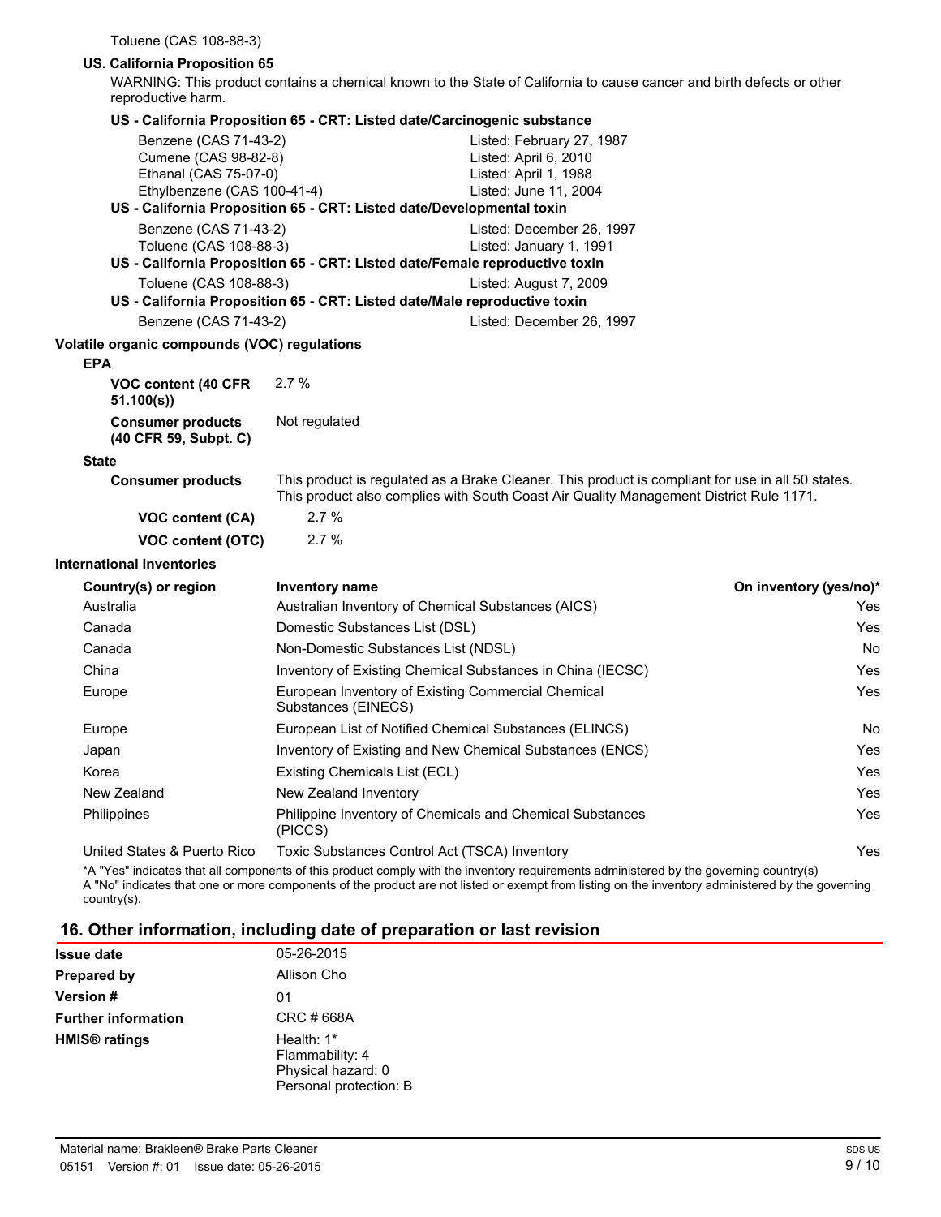Toluene (CAS 108-88-3)

**US. California Proposition 65**

WARNING: This product contains a chemical known to the State of California to cause cancer and birth defects or other reproductive harm.

**US - California Proposition 65 - CRT: Listed date/Carcinogenic substance**

| | |
|---|---|
| Benzene (CAS 71-43-2) | Listed: February 27, 1987 |
| Cumene (CAS 98-82-8) | Listed: April 6, 2010 |
| Ethanal (CAS 75-07-0) | Listed: April 1, 1988 |
| Ethylbenzene (CAS 100-41-4) | Listed: June 11, 2004 |

**US - California Proposition 65 - CRT: Listed date/Developmental toxin**

| | |
|---|---|
| Benzene (CAS 71-43-2) | Listed: December 26, 1997 |
| Toluene (CAS 108-88-3) | Listed: January 1, 1991 |

**US - California Proposition 65 - CRT: Listed date/Female reproductive toxin**

| | |
|---|---|
| Toluene (CAS 108-88-3) | Listed: August 7, 2009 |

**US - California Proposition 65 - CRT: Listed date/Male reproductive toxin**

| | |
|---|---|
| Benzene (CAS 71-43-2) | Listed: December 26, 1997 |

**Volatile organic compounds (VOC) regulations**

**EPA**

| | |
|---|---|
| **VOC content (40 CFR 51.100(s))** | 2.7 % |
| **Consumer products (40 CFR 59, Subpt. C)** | Not regulated |

**State**

| | |
|---|---|
| **Consumer products** | This product is regulated as a Brake Cleaner. This product is compliant for use in all 50 states. This product also complies with South Coast Air Quality Management District Rule 1171. |
| **VOC content (CA)** | 2.7 % |
| **VOC content (OTC)** | 2.7 % |

**International Inventories**

| Country(s) or region | Inventory name | On inventory (yes/no)* |
|---|---|---|
| Australia | Australian Inventory of Chemical Substances (AICS) | Yes |
| Canada | Domestic Substances List (DSL) | Yes |
| Canada | Non-Domestic Substances List (NDSL) | No |
| China | Inventory of Existing Chemical Substances in China (IECSC) | Yes |
| Europe | European Inventory of Existing Commercial Chemical Substances (EINECS) | Yes |
| Europe | European List of Notified Chemical Substances (ELINCS) | No |
| Japan | Inventory of Existing and New Chemical Substances (ENCS) | Yes |
| Korea | Existing Chemicals List (ECL) | Yes |
| New Zealand | New Zealand Inventory | Yes |
| Philippines | Philippine Inventory of Chemicals and Chemical Substances (PICCS) | Yes |
| United States & Puerto Rico | Toxic Substances Control Act (TSCA) Inventory | Yes |

*A "Yes" indicates that all components of this product comply with the inventory requirements administered by the governing country(s)
A "No" indicates that one or more components of the product are not listed or exempt from listing on the inventory administered by the governing country(s).

## 16. Other information, including date of preparation or last revision

| | |
|---|---|
| **Issue date** | 05-26-2015 |
| **Prepared by** | Allison Cho |
| **Version #** | 01 |
| **Further information** | CRC # 668A |
| **HMIS® ratings** | Health: 1*<br>Flammability: 4<br>Physical hazard: 0<br>Personal protection: B |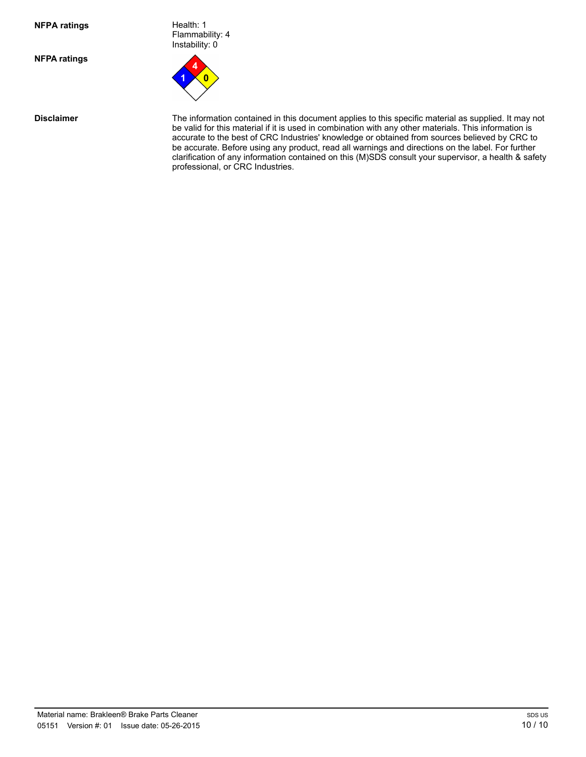**NFPA ratings**

Health: 1
Flammability: 4
Instability: 0

**NFPA ratings**

4
1 0

**Disclaimer**

The information contained in this document applies to this specific material as supplied. It may not be valid for this material if it is used in combination with any other materials. This information is accurate to the best of CRC Industries' knowledge or obtained from sources believed by CRC to be accurate. Before using any product, read all warnings and directions on the label. For further clarification of any information contained on this (M)SDS consult your supervisor, a health & safety professional, or CRC Industries.